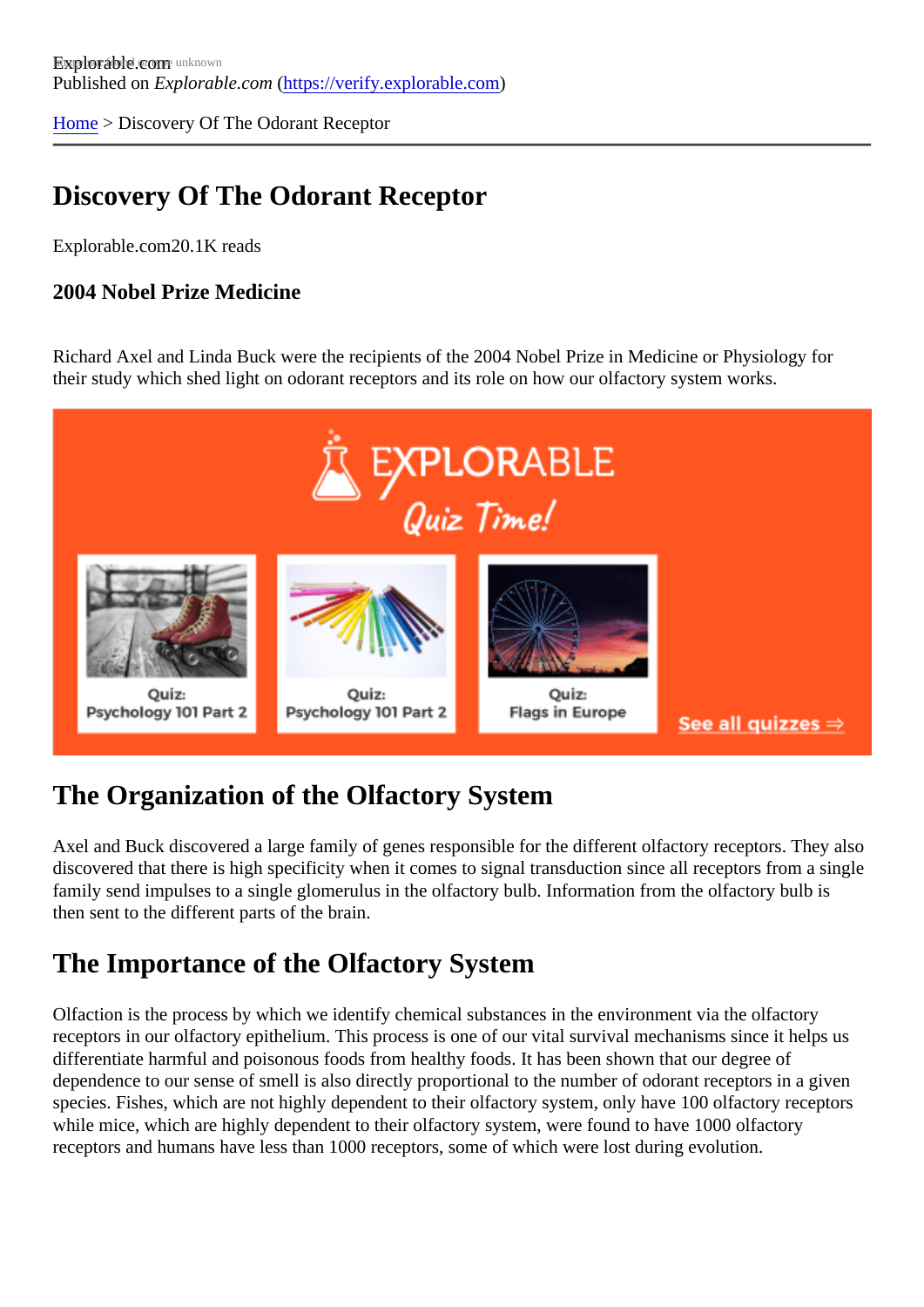Explorable.com
Published on *Explorable.com* (https://verify.explorable.com)

Home > Discovery Of The Odorant Receptor

# Discovery Of The Odorant Receptor

Explorable.com20.1K reads

### 2004 Nobel Prize Medicine

Richard Axel and Linda Buck were the recipients of the 2004 Nobel Prize in Medicine or Physiology for their study which shed light on odorant receptors and its role on how our olfactory system works.

## The Organization of the Olfactory System

Axel and Buck discovered a large family of genes responsible for the different olfactory receptors. They also discovered that there is high specificity when it comes to signal transduction since all receptors from a single family send impulses to a single glomerulus in the olfactory bulb. Information from the olfactory bulb is then sent to the different parts of the brain.

## The Importance of the Olfactory System

Olfaction is the process by which we identify chemical substances in the environment via the olfactory receptors in our olfactory epithelium. This process is one of our vital survival mechanisms since it helps us differentiate harmful and poisonous foods from healthy foods. It has been shown that our degree of dependence to our sense of smell is also directly proportional to the number of odorant receptors in a given species. Fishes, which are not highly dependent to their olfactory system, only have 100 olfactory receptors while mice, which are highly dependent to their olfactory system, were found to have 1000 olfactory receptors and humans have less than 1000 receptors, some of which were lost during evolution.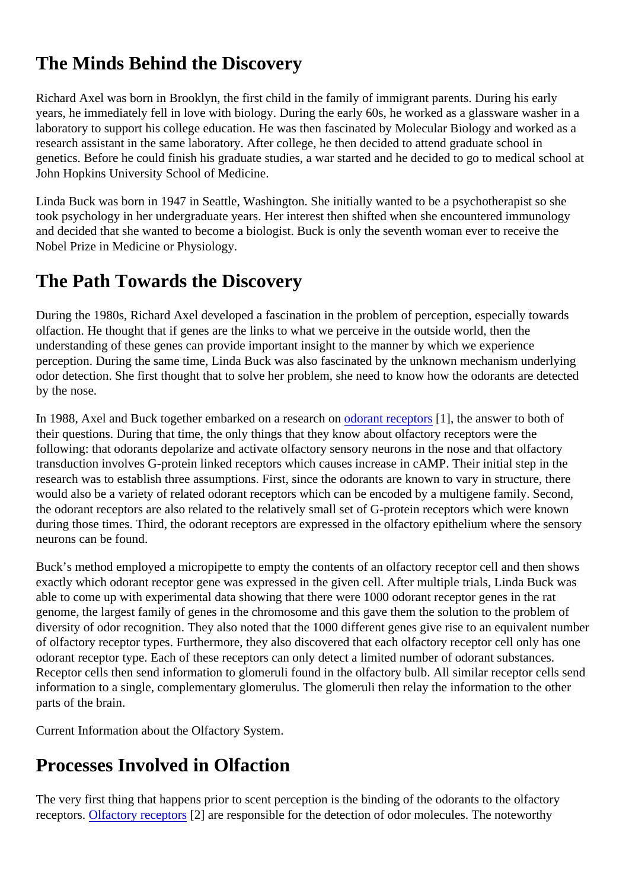## The Minds Behind the Discovery

Richard Axel was born in Brooklyn, the first child in the family of immigrant parents. During his early years, he immediately fell in love with biology. During the early 60s, he worked as a glassware washer in a laboratory to support his college education. He was then fascinated by Molecular Biology and worked as a research assistant in the same laboratory. After college, he then decided to attend graduate school in genetics. Before he could finish his graduate studies, a war started and he decided to go to medical school at John Hopkins University School of Medicine.

Linda Buck was born in 1947 in Seattle, Washington. She initially wanted to be a psychotherapist so she took psychology in her undergraduate years. Her interest then shifted when she encountered immunology and decided that she wanted to become a biologist. Buck is only the seventh woman ever to receive the Nobel Prize in Medicine or Physiology.

## The Path Towards the Discovery

During the 1980s, Richard Axel developed a fascination in the problem of perception, especially towards olfaction. He thought that if genes are the links to what we perceive in the outside world, then the understanding of these genes can provide important insight to the manner by which we experience perception. During the same time, Linda Buck was also fascinated by the unknown mechanism underlying odor detection. She first thought that to solve her problem, she need to know how the odorants are detected by the nose.

In 1988, Axel and Buck together embarked on a research on odorant receptors [1], the answer to both of their questions. During that time, the only things that they know about olfactory receptors were the following: that odorants depolarize and activate olfactory sensory neurons in the nose and that olfactory transduction involves G-protein linked receptors which causes increase in cAMP. Their initial step in the research was to establish three assumptions. First, since the odorants are known to vary in structure, there would also be a variety of related odorant receptors which can be encoded by a multigene family. Second, the odorant receptors are also related to the relatively small set of G-protein receptors which were known during those times. Third, the odorant receptors are expressed in the olfactory epithelium where the sensory neurons can be found.

Buck's method employed a micropipette to empty the contents of an olfactory receptor cell and then shows exactly which odorant receptor gene was expressed in the given cell. After multiple trials, Linda Buck was able to come up with experimental data showing that there were 1000 odorant receptor genes in the rat genome, the largest family of genes in the chromosome and this gave them the solution to the problem of diversity of odor recognition. They also noted that the 1000 different genes give rise to an equivalent number of olfactory receptor types. Furthermore, they also discovered that each olfactory receptor cell only has one odorant receptor type. Each of these receptors can only detect a limited number of odorant substances. Receptor cells then send information to glomeruli found in the olfactory bulb. All similar receptor cells send information to a single, complementary glomerulus. The glomeruli then relay the information to the other parts of the brain.

Current Information about the Olfactory System.

## Processes Involved in Olfaction

The very first thing that happens prior to scent perception is the binding of the odorants to the olfactory receptors. Olfactory receptors [2] are responsible for the detection of odor molecules. The noteworthy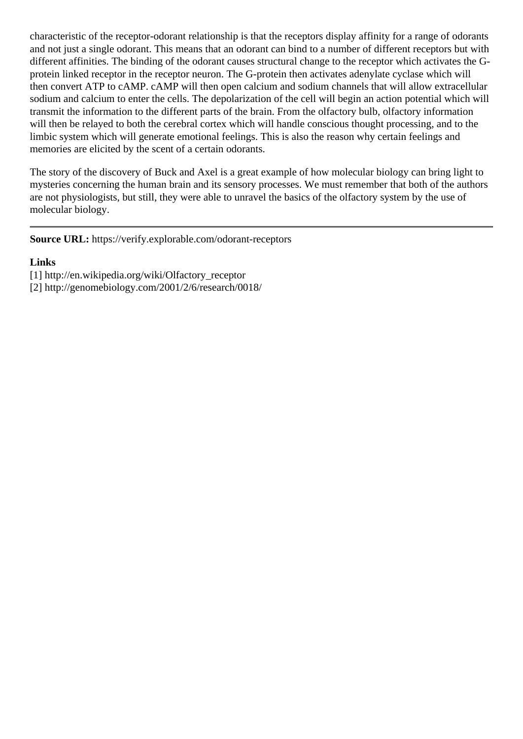characteristic of the receptor-odorant relationship is that the receptors display affinity for a range of odorants and not just a single odorant. This means that an odorant can bind to a number of different receptors but with different affinities. The binding of the odorant causes structural change to the receptor which activates the G-protein linked receptor in the receptor neuron. The G-protein then activates adenylate cyclase which will then convert ATP to cAMP. cAMP will then open calcium and sodium channels that will allow extracellular sodium and calcium to enter the cells. The depolarization of the cell will begin an action potential which will transmit the information to the different parts of the brain. From the olfactory bulb, olfactory information will then be relayed to both the cerebral cortex which will handle conscious thought processing, and to the limbic system which will generate emotional feelings. This is also the reason why certain feelings and memories are elicited by the scent of a certain odorants.

The story of the discovery of Buck and Axel is a great example of how molecular biology can bring light to mysteries concerning the human brain and its sensory processes. We must remember that both of the authors are not physiologists, but still, they were able to unravel the basics of the olfactory system by the use of molecular biology.

---

**Source URL:** https://verify.explorable.com/odorant-receptors

**Links**
[1] http://en.wikipedia.org/wiki/Olfactory_receptor
[2] http://genomebiology.com/2001/2/6/research/0018/